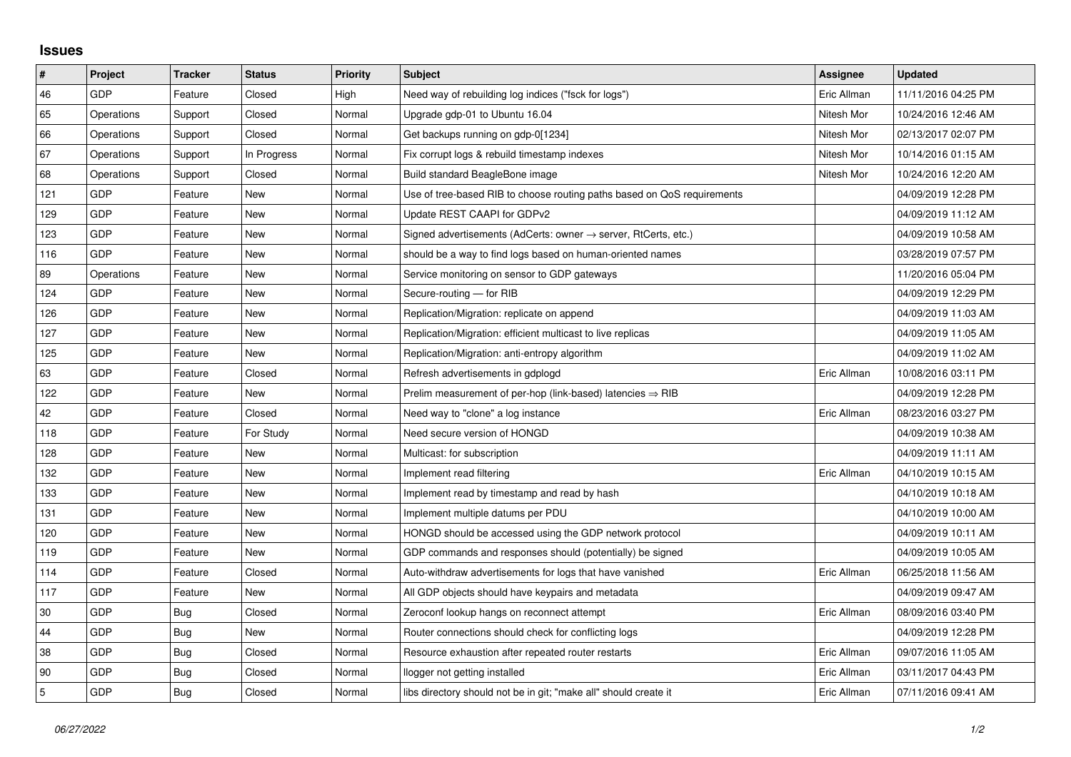# Issues

| # | Project | Tracker | Status | Priority | Subject | Assignee | Updated |
|---|---|---|---|---|---|---|---|
| 46 | GDP | Feature | Closed | High | Need way of rebuilding log indices ("fsck for logs") | Eric Allman | 11/11/2016 04:25 PM |
| 65 | Operations | Support | Closed | Normal | Upgrade gdp-01 to Ubuntu 16.04 | Nitesh Mor | 10/24/2016 12:46 AM |
| 66 | Operations | Support | Closed | Normal | Get backups running on gdp-0[1234] | Nitesh Mor | 02/13/2017 02:07 PM |
| 67 | Operations | Support | In Progress | Normal | Fix corrupt logs & rebuild timestamp indexes | Nitesh Mor | 10/14/2016 01:15 AM |
| 68 | Operations | Support | Closed | Normal | Build standard BeagleBone image | Nitesh Mor | 10/24/2016 12:20 AM |
| 121 | GDP | Feature | New | Normal | Use of tree-based RIB to choose routing paths based on QoS requirements | | 04/09/2019 12:28 PM |
| 129 | GDP | Feature | New | Normal | Update REST CAAPI for GDPv2 | | 04/09/2019 11:12 AM |
| 123 | GDP | Feature | New | Normal | Signed advertisements (AdCerts: owner → server, RtCerts, etc.) | | 04/09/2019 10:58 AM |
| 116 | GDP | Feature | New | Normal | should be a way to find logs based on human-oriented names | | 03/28/2019 07:57 PM |
| 89 | Operations | Feature | New | Normal | Service monitoring on sensor to GDP gateways | | 11/20/2016 05:04 PM |
| 124 | GDP | Feature | New | Normal | Secure-routing — for RIB | | 04/09/2019 12:29 PM |
| 126 | GDP | Feature | New | Normal | Replication/Migration: replicate on append | | 04/09/2019 11:03 AM |
| 127 | GDP | Feature | New | Normal | Replication/Migration: efficient multicast to live replicas | | 04/09/2019 11:05 AM |
| 125 | GDP | Feature | New | Normal | Replication/Migration: anti-entropy algorithm | | 04/09/2019 11:02 AM |
| 63 | GDP | Feature | Closed | Normal | Refresh advertisements in gdplogd | Eric Allman | 10/08/2016 03:11 PM |
| 122 | GDP | Feature | New | Normal | Prelim measurement of per-hop (link-based) latencies ⇒ RIB | | 04/09/2019 12:28 PM |
| 42 | GDP | Feature | Closed | Normal | Need way to "clone" a log instance | Eric Allman | 08/23/2016 03:27 PM |
| 118 | GDP | Feature | For Study | Normal | Need secure version of HONGD | | 04/09/2019 10:38 AM |
| 128 | GDP | Feature | New | Normal | Multicast: for subscription | | 04/09/2019 11:11 AM |
| 132 | GDP | Feature | New | Normal | Implement read filtering | Eric Allman | 04/10/2019 10:15 AM |
| 133 | GDP | Feature | New | Normal | Implement read by timestamp and read by hash | | 04/10/2019 10:18 AM |
| 131 | GDP | Feature | New | Normal | Implement multiple datums per PDU | | 04/10/2019 10:00 AM |
| 120 | GDP | Feature | New | Normal | HONGD should be accessed using the GDP network protocol | | 04/09/2019 10:11 AM |
| 119 | GDP | Feature | New | Normal | GDP commands and responses should (potentially) be signed | | 04/09/2019 10:05 AM |
| 114 | GDP | Feature | Closed | Normal | Auto-withdraw advertisements for logs that have vanished | Eric Allman | 06/25/2018 11:56 AM |
| 117 | GDP | Feature | New | Normal | All GDP objects should have keypairs and metadata | | 04/09/2019 09:47 AM |
| 30 | GDP | Bug | Closed | Normal | Zeroconf lookup hangs on reconnect attempt | Eric Allman | 08/09/2016 03:40 PM |
| 44 | GDP | Bug | New | Normal | Router connections should check for conflicting logs | | 04/09/2019 12:28 PM |
| 38 | GDP | Bug | Closed | Normal | Resource exhaustion after repeated router restarts | Eric Allman | 09/07/2016 11:05 AM |
| 90 | GDP | Bug | Closed | Normal | llogger not getting installed | Eric Allman | 03/11/2017 04:43 PM |
| 5 | GDP | Bug | Closed | Normal | libs directory should not be in git; "make all" should create it | Eric Allman | 07/11/2016 09:41 AM |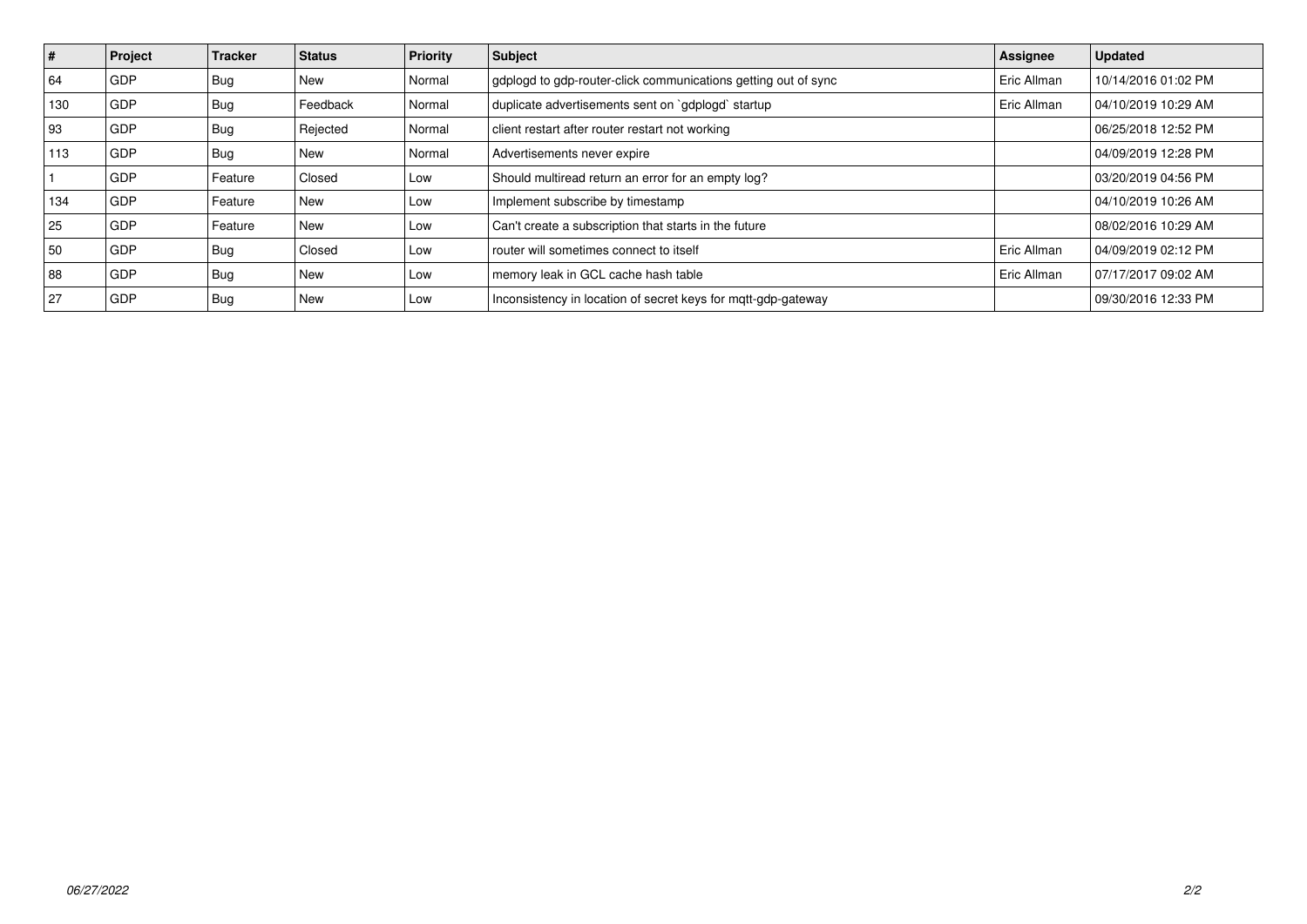| # | Project | Tracker | Status | Priority | Subject | Assignee | Updated |
|---|---|---|---|---|---|---|---|
| 64 | GDP | Bug | New | Normal | gdplogd to gdp-router-click communications getting out of sync | Eric Allman | 10/14/2016 01:02 PM |
| 130 | GDP | Bug | Feedback | Normal | duplicate advertisements sent on `gdplogd` startup | Eric Allman | 04/10/2019 10:29 AM |
| 93 | GDP | Bug | Rejected | Normal | client restart after router restart not working | | 06/25/2018 12:52 PM |
| 113 | GDP | Bug | New | Normal | Advertisements never expire | | 04/09/2019 12:28 PM |
| 1 | GDP | Feature | Closed | Low | Should multiread return an error for an empty log? | | 03/20/2019 04:56 PM |
| 134 | GDP | Feature | New | Low | Implement subscribe by timestamp | | 04/10/2019 10:26 AM |
| 25 | GDP | Feature | New | Low | Can't create a subscription that starts in the future | | 08/02/2016 10:29 AM |
| 50 | GDP | Bug | Closed | Low | router will sometimes connect to itself | Eric Allman | 04/09/2019 02:12 PM |
| 88 | GDP | Bug | New | Low | memory leak in GCL cache hash table | Eric Allman | 07/17/2017 09:02 AM |
| 27 | GDP | Bug | New | Low | Inconsistency in location of secret keys for mqtt-gdp-gateway | | 09/30/2016 12:33 PM |

*06/27/2022*